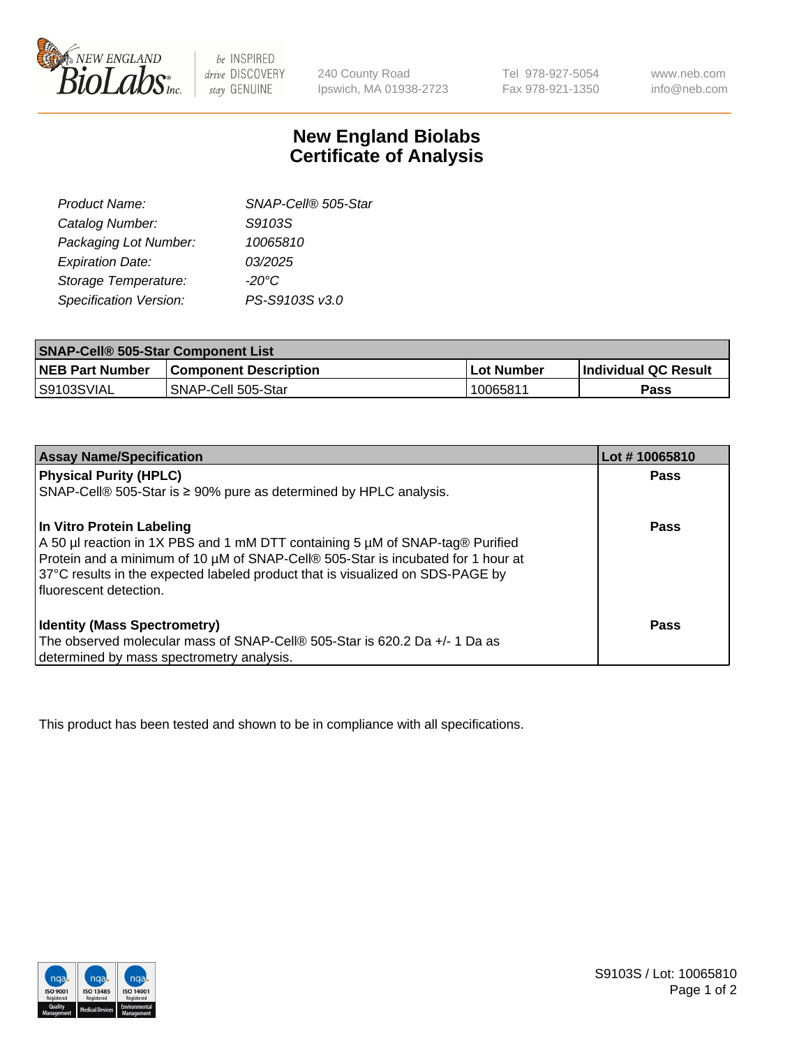240 County Road
Ipswich, MA 01938-2723

Tel 978-927-5054
Fax 978-921-1350

www.neb.com
info@neb.com

# New England Biolabs
# Certificate of Analysis

| | |
|---|---|
| *Product Name:* | *SNAP-Cell® 505-Star* |
| *Catalog Number:* | *S9103S* |
| *Packaging Lot Number:* | *10065810* |
| *Expiration Date:* | *03/2025* |
| *Storage Temperature:* | *-20°C* |
| *Specification Version:* | *PS-S9103S v3.0* |

| **SNAP-Cell® 505-Star Component List** | | | |
|---|---|---|---|
| **NEB Part Number** | **Component Description** | **Lot Number** | **Individual QC Result** |
| S9103SVIAL | SNAP-Cell 505-Star | 10065811 | **Pass** |

| **Assay Name/Specification** | **Lot # 10065810** |
|---|---|
| **Physical Purity (HPLC)**<br>SNAP-Cell® 505-Star is ≥ 90% pure as determined by HPLC analysis. | **Pass** |
| **In Vitro Protein Labeling**<br>A 50 µl reaction in 1X PBS and 1 mM DTT containing 5 µM of SNAP-tag® Purified Protein and a minimum of 10 µM of SNAP-Cell® 505-Star is incubated for 1 hour at 37°C results in the expected labeled product that is visualized on SDS-PAGE by fluorescent detection. | **Pass** |
| **Identity (Mass Spectrometry)**<br>The observed molecular mass of SNAP-Cell® 505-Star is 620.2 Da +/- 1 Da as determined by mass spectrometry analysis. | **Pass** |

This product has been tested and shown to be in compliance with all specifications.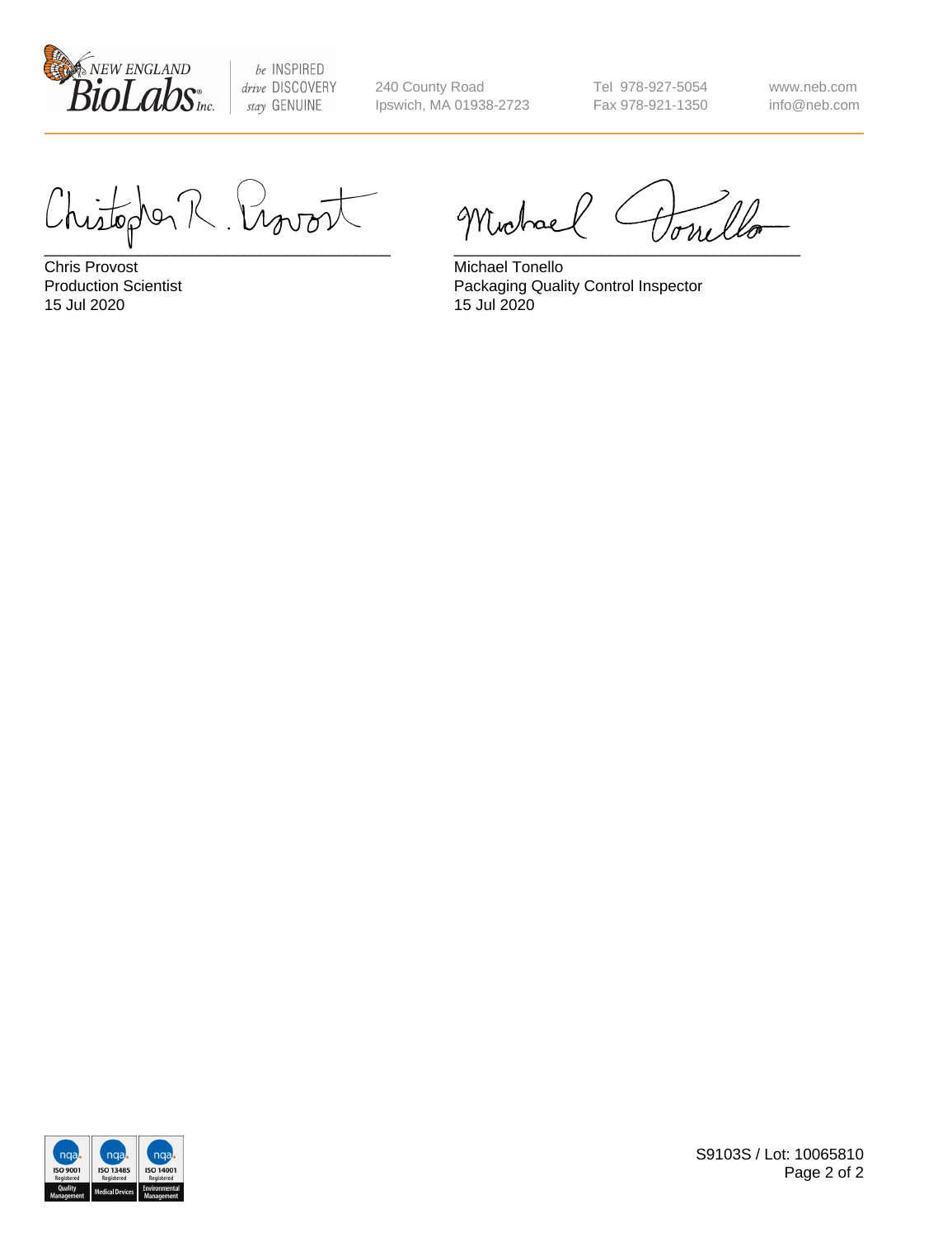NEW ENGLAND BioLabs® Inc.

be INSPIRED
drive DISCOVERY
stay GENUINE

240 County Road
Ipswich, MA 01938-2723

Tel 978-927-5054
Fax 978-921-1350

www.neb.com
info@neb.com

Chris Provost
Production Scientist
15 Jul 2020

Michael Tonello
Packaging Quality Control Inspector
15 Jul 2020

S9103S / Lot: 10065810